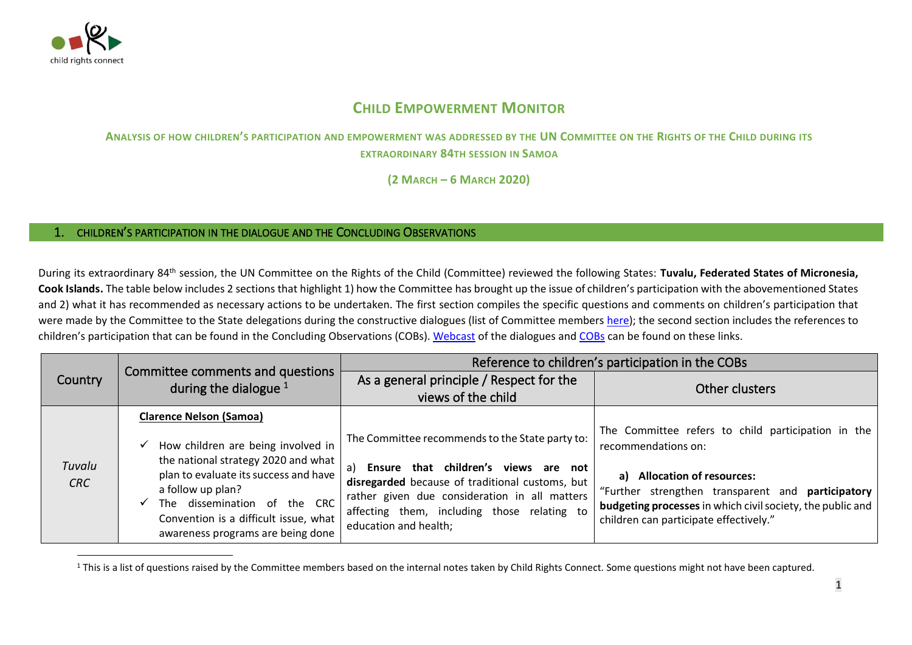# CHILD EMPOWERMENT MONITOR

## ANALYSIS OF HOW CHILDREN'S PARTICIPATION AND EMPOWERMENT WAS ADDRESSED BY THE UN COMMITTEE ON THE RIGHTS OF THE CHILD DURING ITS EXTRAORDINARY 84TH SESSION IN SAMOA

**(2 MARCH – 6 MARCH 2020)**

## 1. CHILDREN'S PARTICIPATION IN THE DIALOGUE AND THE CONCLUDING OBSERVATIONS

During its extraordinary 84th session, the UN Committee on the Rights of the Child (Committee) reviewed the following States: **Tuvalu, Federated States of Micronesia, Cook Islands.** The table below includes 2 sections that highlight 1) how the Committee has brought up the issue of children's participation with the abovementioned States and 2) what it has recommended as necessary actions to be undertaken. The first section compiles the specific questions and comments on children's participation that were made by the Committee to the State delegations during the constructive dialogues (list of Committee members here); the second section includes the references to children's participation that can be found in the Concluding Observations (COBs). Webcast of the dialogues and COBs can be found on these links.

| Country | Committee comments and questions during the dialogue [1] | Reference to children's participation in the COBs | |
|---|---|---|---|
| | | As a general principle / Respect for the views of the child | Other clusters |
| *Tuvalu CRC* | **Clarence Nelson (Samoa)**<br><br>✓ How children are being involved in the national strategy 2020 and what plan to evaluate its success and have a follow up plan?<br>✓ The dissemination of the CRC Convention is a difficult issue, what awareness programs are being done | The Committee recommends to the State party to:<br><br>a) **Ensure that children's views are not disregarded** because of traditional customs, but rather given due consideration in all matters affecting them, including those relating to education and health; | The Committee refers to child participation in the recommendations on:<br><br>**a) Allocation of resources:**<br>"Further strengthen transparent and **participatory budgeting processes** in which civil society, the public and children can participate effectively." |

[1] This is a list of questions raised by the Committee members based on the internal notes taken by Child Rights Connect. Some questions might not have been captured.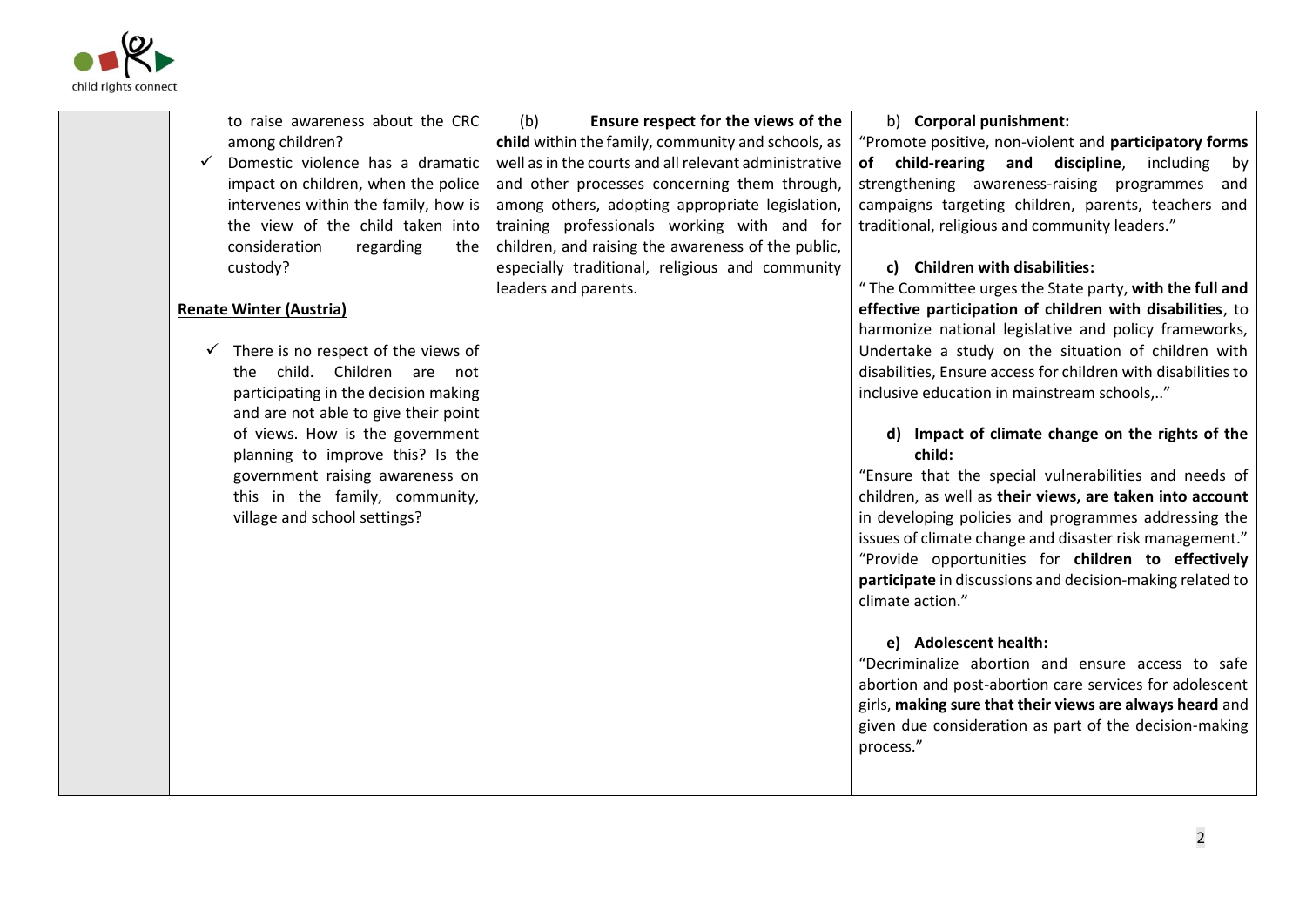| | | | |
|---|---|---|---|
| | to raise awareness about the CRC among children?<br>✓ Domestic violence has a dramatic impact on children, when the police intervenes within the family, how is the view of the child taken into consideration regarding the custody?<br><br>**Renate Winter (Austria)**<br><br>✓ There is no respect of the views of the child. Children are not participating in the decision making and are not able to give their point of views. How is the government planning to improve this? Is the government raising awareness on this in the family, community, village and school settings? | (b) **Ensure respect for the views of the child** within the family, community and schools, as well as in the courts and all relevant administrative and other processes concerning them through, among others, adopting appropriate legislation, training professionals working with and for children, and raising the awareness of the public, especially traditional, religious and community leaders and parents. | b) **Corporal punishment:**<br>"Promote positive, non-violent and **participatory forms of child-rearing and discipline**, including by strengthening awareness-raising programmes and campaigns targeting children, parents, teachers and traditional, religious and community leaders."<br><br>c) **Children with disabilities:**<br>" The Committee urges the State party, **with the full and effective participation of children with disabilities**, to harmonize national legislative and policy frameworks, Undertake a study on the situation of children with disabilities, Ensure access for children with disabilities to inclusive education in mainstream schools,.."<br><br>d) **Impact of climate change on the rights of the child:**<br>"Ensure that the special vulnerabilities and needs of children, as well as **their views, are taken into account** in developing policies and programmes addressing the issues of climate change and disaster risk management." "Provide opportunities for **children to effectively participate** in discussions and decision-making related to climate action."<br><br>e) **Adolescent health:**<br>"Decriminalize abortion and ensure access to safe abortion and post-abortion care services for adolescent girls, **making sure that their views are always heard** and given due consideration as part of the decision-making process." |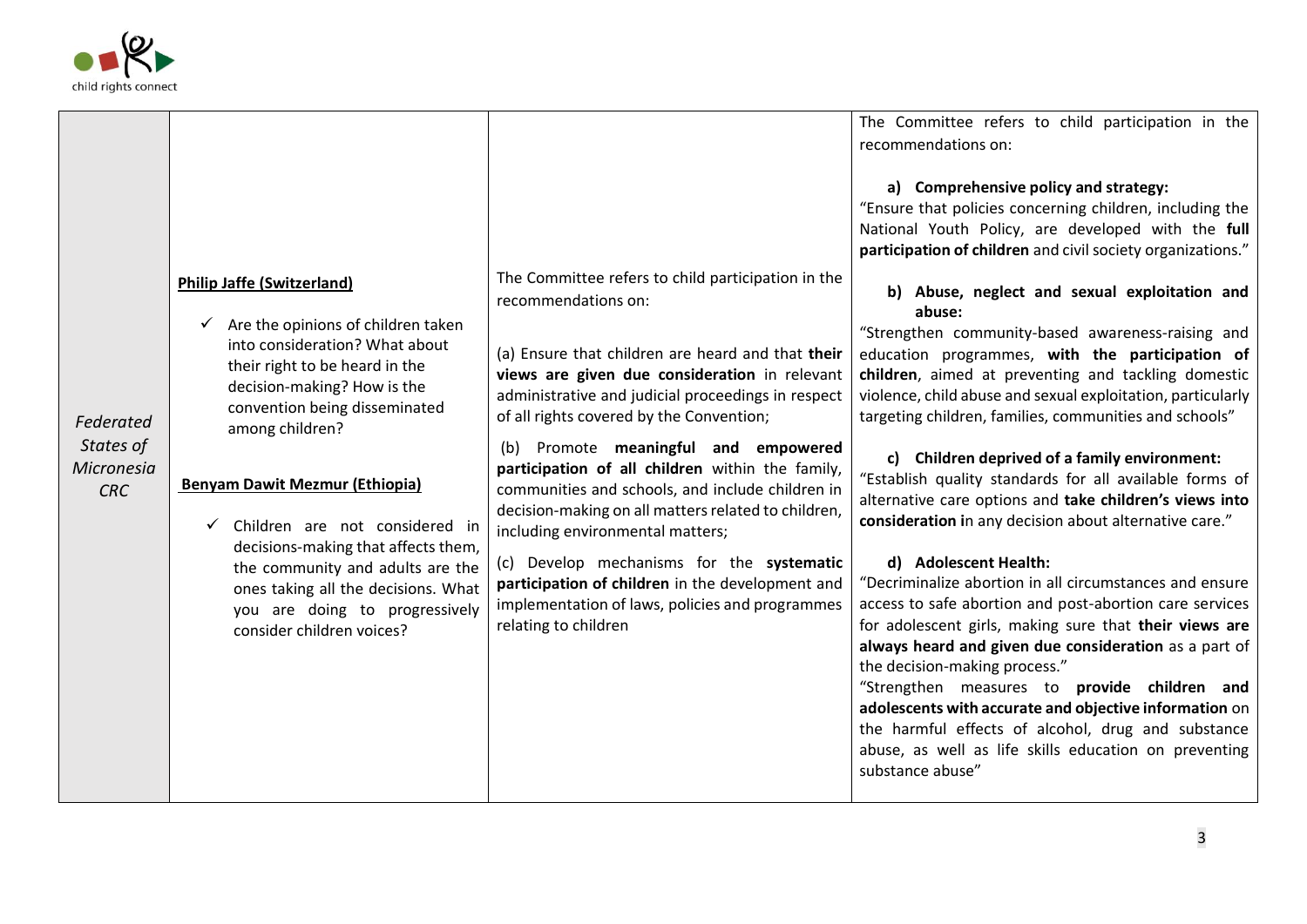| | | | |
|---|---|---|---|
| *Federated States of Micronesia CRC* | **Philip Jaffe (Switzerland)**<br><br>✓ Are the opinions of children taken into consideration? What about their right to be heard in the decision-making? How is the convention being disseminated among children?<br><br>**Benyam Dawit Mezmur (Ethiopia)**<br><br>✓ Children are not considered in decisions-making that affects them, the community and adults are the ones taking all the decisions. What you are doing to progressively consider children voices? | The Committee refers to child participation in the recommendations on:<br><br>(a) Ensure that children are heard and that **their views are given due consideration** in relevant administrative and judicial proceedings in respect of all rights covered by the Convention;<br><br>(b) Promote **meaningful and empowered participation of all children** within the family, communities and schools, and include children in decision-making on all matters related to children, including environmental matters;<br><br>(c) Develop mechanisms for the **systematic participation of children** in the development and implementation of laws, policies and programmes relating to children | The Committee refers to child participation in the recommendations on:<br><br>**a) Comprehensive policy and strategy:**<br>"Ensure that policies concerning children, including the National Youth Policy, are developed with the **full participation of children** and civil society organizations."<br><br>**b) Abuse, neglect and sexual exploitation and abuse:**<br>"Strengthen community-based awareness-raising and education programmes, **with the participation of children**, aimed at preventing and tackling domestic violence, child abuse and sexual exploitation, particularly targeting children, families, communities and schools"<br><br>**c) Children deprived of a family environment:**<br>"Establish quality standards for all available forms of alternative care options and **take children's views into consideration** in any decision about alternative care."<br><br>**d) Adolescent Health:**<br>"Decriminalize abortion in all circumstances and ensure access to safe abortion and post-abortion care services for adolescent girls, making sure that **their views are always heard and given due consideration** as a part of the decision-making process."<br>"Strengthen measures to **provide children and adolescents with accurate and objective information** on the harmful effects of alcohol, drug and substance abuse, as well as life skills education on preventing substance abuse" |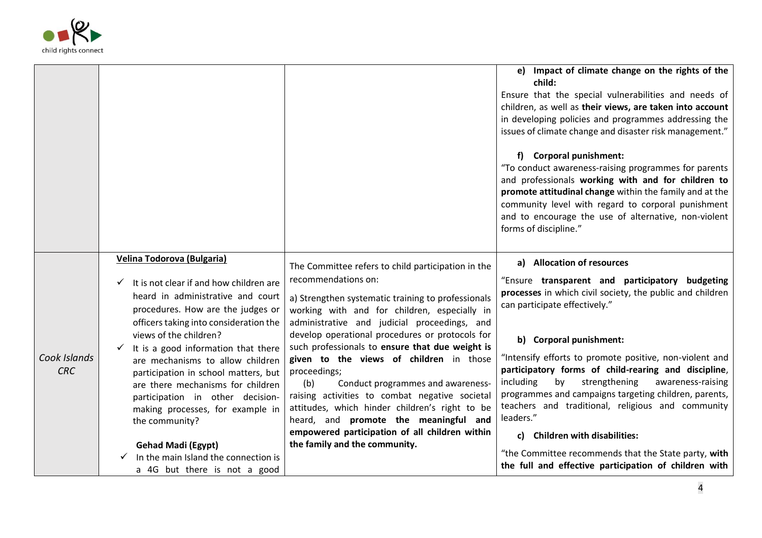| | | | |
|---|---|---|---|
| | | | **e) Impact of climate change on the rights of the child:**<br>Ensure that the special vulnerabilities and needs of children, as well as **their views, are taken into account** in developing policies and programmes addressing the issues of climate change and disaster risk management."<br><br>**f) Corporal punishment:**<br>"To conduct awareness-raising programmes for parents and professionals **working with and for children to promote attitudinal change** within the family and at the community level with regard to corporal punishment and to encourage the use of alternative, non-violent forms of discipline." |
| *Cook Islands CRC* | **Velina Todorova (Bulgaria)**<br>✓ It is not clear if and how children are heard in administrative and court procedures. How are the judges or officers taking into consideration the views of the children?<br>✓ It is a good information that there are mechanisms to allow children participation in school matters, but are there mechanisms for children participation in other decision-making processes, for example in the community?<br><br>**Gehad Madi (Egypt)**<br>✓ In the main Island the connection is a 4G but there is not a good | The Committee refers to child participation in the recommendations on:<br><br>a) Strengthen systematic training to professionals working with and for children, especially in administrative and judicial proceedings, and develop operational procedures or protocols for such professionals to **ensure that due weight is given to the views of children** in those proceedings;<br>(b) Conduct programmes and awareness-raising activities to combat negative societal attitudes, which hinder children's right to be heard, and **promote the meaningful and empowered participation of all children within the family and the community.** | **a) Allocation of resources**<br>"Ensure **transparent and participatory budgeting processes** in which civil society, the public and children can participate effectively."<br><br>**b) Corporal punishment:**<br>"Intensify efforts to promote positive, non-violent and **participatory forms of child-rearing and discipline**, including by strengthening awareness-raising programmes and campaigns targeting children, parents, teachers and traditional, religious and community leaders."<br><br>**c) Children with disabilities:**<br>"the Committee recommends that the State party, **with the full and effective participation of children with** |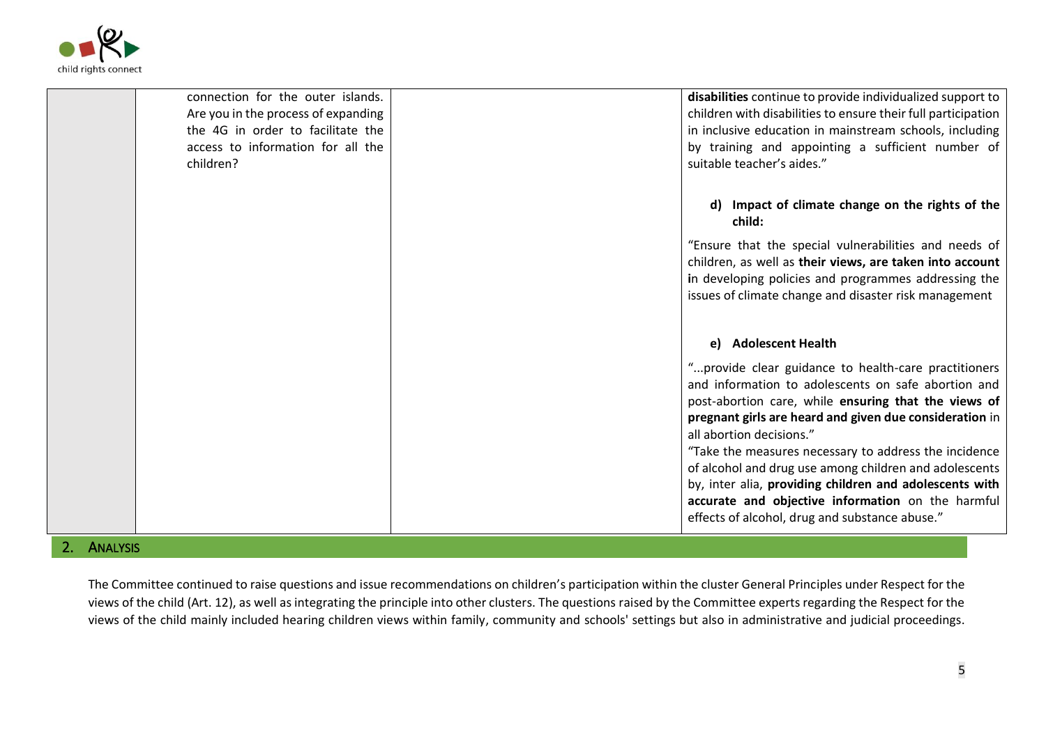| | | | |
|---|---|---|---|
| | connection for the outer islands. Are you in the process of expanding the 4G in order to facilitate the access to information for all the children? | | **disabilities** continue to provide individualized support to children with disabilities to ensure their full participation in inclusive education in mainstream schools, including by training and appointing a sufficient number of suitable teacher's aides."<br><br>**d) Impact of climate change on the rights of the child:**<br><br>"Ensure that the special vulnerabilities and needs of children, as well as **their views, are taken into account i**n developing policies and programmes addressing the issues of climate change and disaster risk management<br><br>**e) Adolescent Health**<br><br>"...provide clear guidance to health-care practitioners and information to adolescents on safe abortion and post-abortion care, while **ensuring that the views of pregnant girls are heard and given due consideration** in all abortion decisions."<br>"Take the measures necessary to address the incidence of alcohol and drug use among children and adolescents by, inter alia, **providing children and adolescents with accurate and objective information** on the harmful effects of alcohol, drug and substance abuse." |

## 2. Analysis

The Committee continued to raise questions and issue recommendations on children's participation within the cluster General Principles under Respect for the views of the child (Art. 12), as well as integrating the principle into other clusters. The questions raised by the Committee experts regarding the Respect for the views of the child mainly included hearing children views within family, community and schools' settings but also in administrative and judicial proceedings.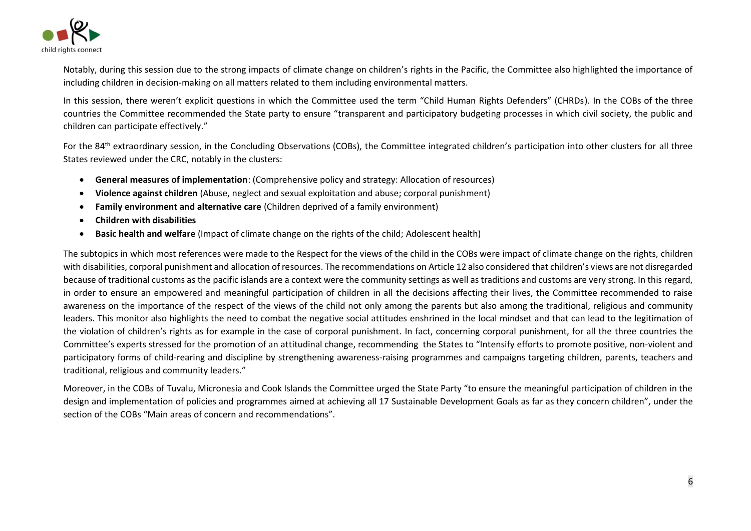Notably, during this session due to the strong impacts of climate change on children's rights in the Pacific, the Committee also highlighted the importance of including children in decision-making on all matters related to them including environmental matters.

In this session, there weren't explicit questions in which the Committee used the term "Child Human Rights Defenders" (CHRDs). In the COBs of the three countries the Committee recommended the State party to ensure "transparent and participatory budgeting processes in which civil society, the public and children can participate effectively."

For the 84th extraordinary session, in the Concluding Observations (COBs), the Committee integrated children's participation into other clusters for all three States reviewed under the CRC, notably in the clusters:

- **General measures of implementation**: (Comprehensive policy and strategy: Allocation of resources)
- **Violence against children** (Abuse, neglect and sexual exploitation and abuse; corporal punishment)
- **Family environment and alternative care** (Children deprived of a family environment)
- **Children with disabilities**
- **Basic health and welfare** (Impact of climate change on the rights of the child; Adolescent health)

The subtopics in which most references were made to the Respect for the views of the child in the COBs were impact of climate change on the rights, children with disabilities, corporal punishment and allocation of resources. The recommendations on Article 12 also considered that children's views are not disregarded because of traditional customs as the pacific islands are a context were the community settings as well as traditions and customs are very strong. In this regard, in order to ensure an empowered and meaningful participation of children in all the decisions affecting their lives, the Committee recommended to raise awareness on the importance of the respect of the views of the child not only among the parents but also among the traditional, religious and community leaders. This monitor also highlights the need to combat the negative social attitudes enshrined in the local mindset and that can lead to the legitimation of the violation of children's rights as for example in the case of corporal punishment. In fact, concerning corporal punishment, for all the three countries the Committee's experts stressed for the promotion of an attitudinal change, recommending the States to "Intensify efforts to promote positive, non-violent and participatory forms of child-rearing and discipline by strengthening awareness-raising programmes and campaigns targeting children, parents, teachers and traditional, religious and community leaders."

Moreover, in the COBs of Tuvalu, Micronesia and Cook Islands the Committee urged the State Party "to ensure the meaningful participation of children in the design and implementation of policies and programmes aimed at achieving all 17 Sustainable Development Goals as far as they concern children", under the section of the COBs "Main areas of concern and recommendations".